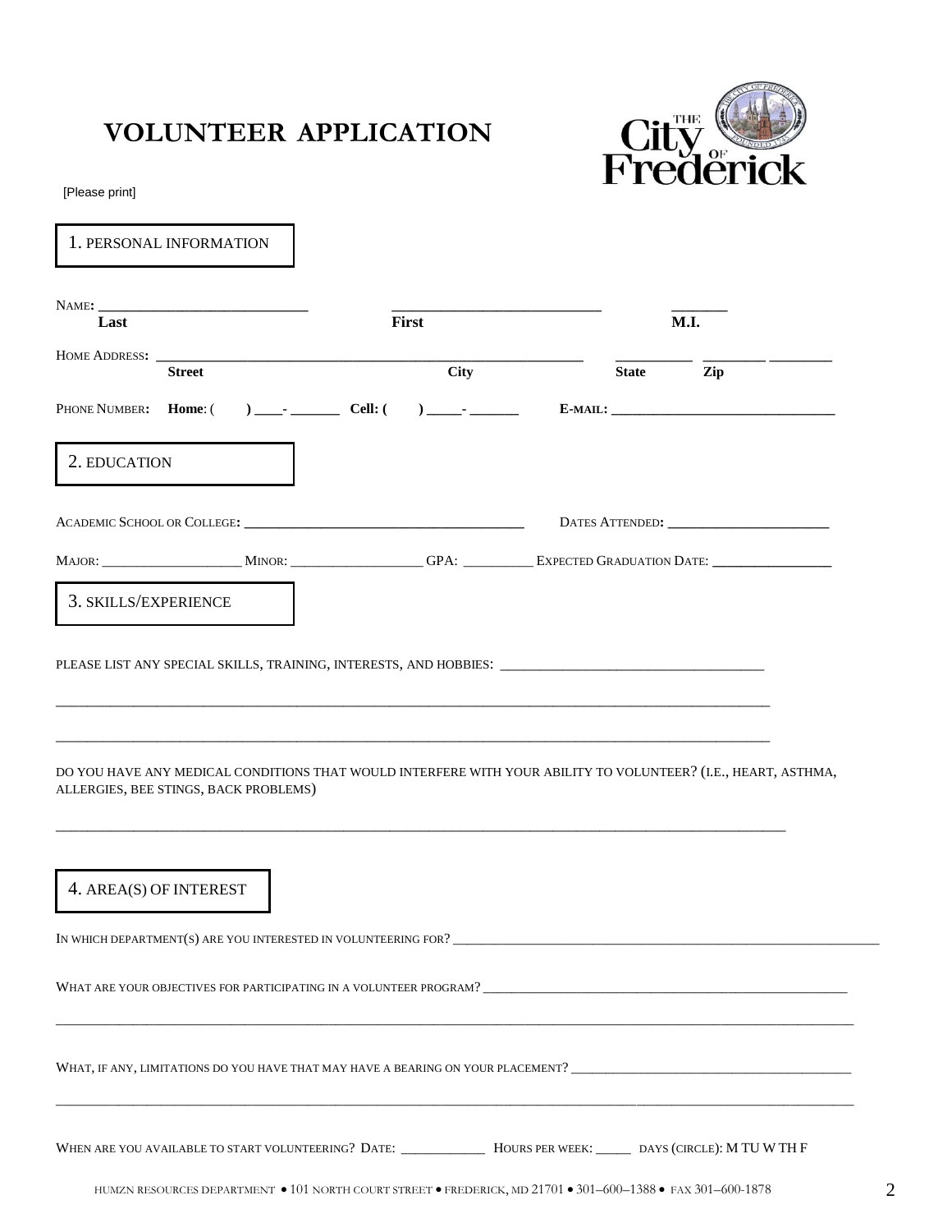# VOLUNTEER APPLICATION

[Please print]

## 1. PERSONAL INFORMATION

NAME: ______________________________ ______________________________ ________

**Last** **First** **M.I.**

HOME ADDRESS: ____________________________________________________________ __________ ________ ________

**Street** **City** **State** **Zip**

PHONE NUMBER: **Home**: ( ) ____- _______ **Cell: (** **)** _____- _______ **E-MAIL:** ________________________________

## 2. EDUCATION

ACADEMIC SCHOOL OR COLLEGE: ______________________________________ DATES ATTENDED: ______________________

MAJOR: ____________________ MINOR: ___________________ GPA: __________ EXPECTED GRADUATION DATE: ________________

## 3. SKILLS/EXPERIENCE

PLEASE LIST ANY SPECIAL SKILLS, TRAINING, INTERESTS, AND HOBBIES: ______________________________________

_____________________________________________________________________________________________

_____________________________________________________________________________________________

DO YOU HAVE ANY MEDICAL CONDITIONS THAT WOULD INTERFERE WITH YOUR ABILITY TO VOLUNTEER? (I.E., HEART, ASTHMA, ALLERGIES, BEE STINGS, BACK PROBLEMS)

_____________________________________________________________________________________________

## 4. AREA(S) OF INTEREST

IN WHICH DEPARTMENT(S) ARE YOU INTERESTED IN VOLUNTEERING FOR? ______________________________________________________________

WHAT ARE YOUR OBJECTIVES FOR PARTICIPATING IN A VOLUNTEER PROGRAM? _____________________________________________________

_____________________________________________________________________________________________

WHAT, IF ANY, LIMITATIONS DO YOU HAVE THAT MAY HAVE A BEARING ON YOUR PLACEMENT? ______________________________________

_____________________________________________________________________________________________

WHEN ARE YOU AVAILABLE TO START VOLUNTEERING? DATE: ____________ HOURS PER WEEK: _____ DAYS (CIRCLE): M TU W TH F

HUMZN RESOURCES DEPARTMENT • 101 NORTH COURT STREET • FREDERICK, MD 21701 • 301–600–1388 • FAX 301–600-1878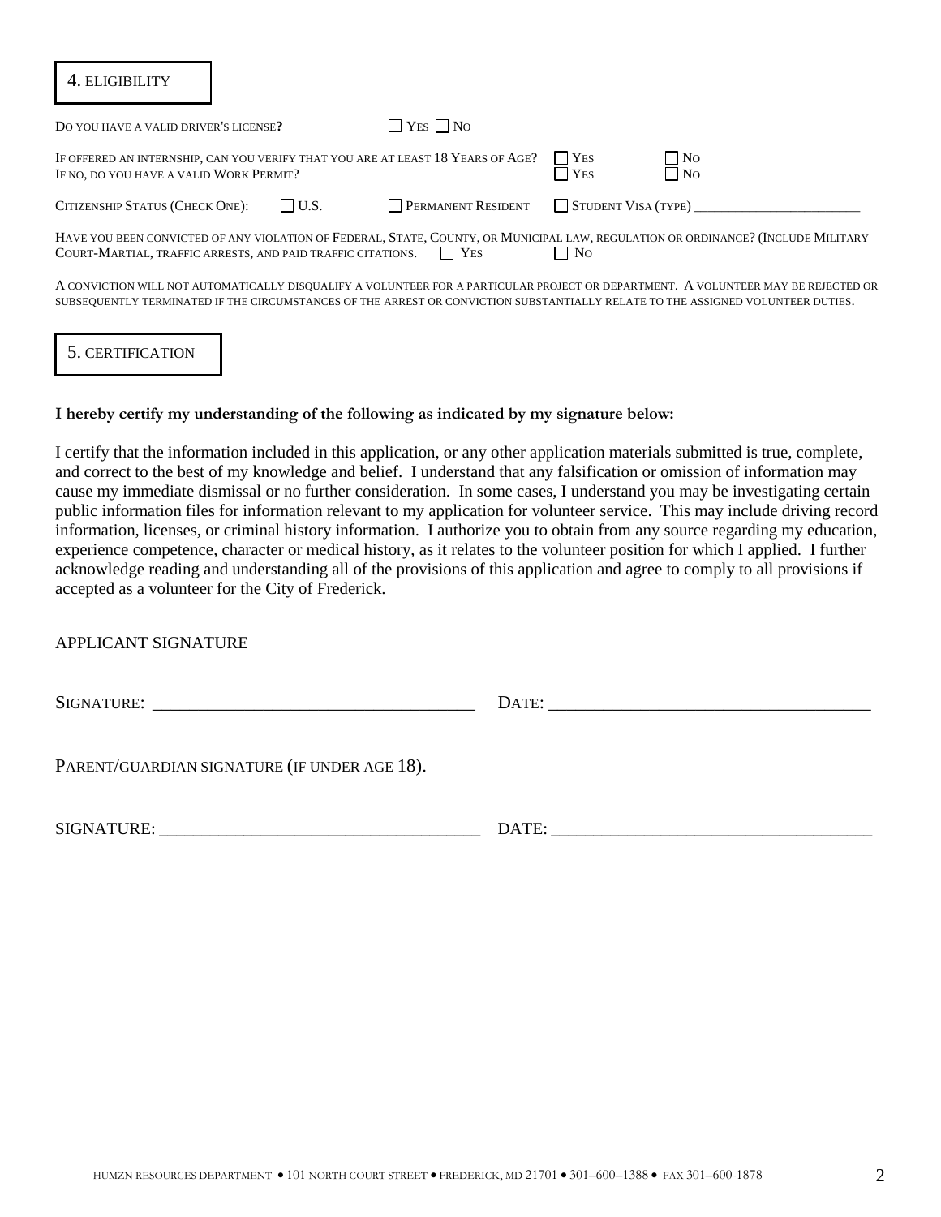## 4. ELIGIBILITY

DO YOU HAVE A VALID DRIVER'S LICENSE? ☐ YES ☐ NO

IF OFFERED AN INTERNSHIP, CAN YOU VERIFY THAT YOU ARE AT LEAST 18 YEARS OF AGE? ☐ YES ☐ NO
IF NO, DO YOU HAVE A VALID WORK PERMIT? ☐ YES ☐ NO

CITIZENSHIP STATUS (CHECK ONE): ☐ U.S. ☐ PERMANENT RESIDENT ☐ STUDENT VISA (TYPE) ________________________

HAVE YOU BEEN CONVICTED OF ANY VIOLATION OF FEDERAL, STATE, COUNTY, OR MUNICIPAL LAW, REGULATION OR ORDINANCE? (INCLUDE MILITARY COURT-MARTIAL, TRAFFIC ARRESTS, AND PAID TRAFFIC CITATIONS. ☐ YES ☐ NO

A CONVICTION WILL NOT AUTOMATICALLY DISQUALIFY A VOLUNTEER FOR A PARTICULAR PROJECT OR DEPARTMENT. A VOLUNTEER MAY BE REJECTED OR SUBSEQUENTLY TERMINATED IF THE CIRCUMSTANCES OF THE ARREST OR CONVICTION SUBSTANTIALLY RELATE TO THE ASSIGNED VOLUNTEER DUTIES.

## 5. CERTIFICATION

**I hereby certify my understanding of the following as indicated by my signature below:**

I certify that the information included in this application, or any other application materials submitted is true, complete, and correct to the best of my knowledge and belief. I understand that any falsification or omission of information may cause my immediate dismissal or no further consideration. In some cases, I understand you may be investigating certain public information files for information relevant to my application for volunteer service. This may include driving record information, licenses, or criminal history information. I authorize you to obtain from any source regarding my education, experience competence, character or medical history, as it relates to the volunteer position for which I applied. I further acknowledge reading and understanding all of the provisions of this application and agree to comply to all provisions if accepted as a volunteer for the City of Frederick.

APPLICANT SIGNATURE

SIGNATURE: ____________________________________ DATE: ____________________________________

PARENT/GUARDIAN SIGNATURE (IF UNDER AGE 18).

SIGNATURE: ____________________________________ DATE: ____________________________________

HUMZN RESOURCES DEPARTMENT • 101 NORTH COURT STREET • FREDERICK, MD 21701 • 301–600–1388 • FAX 301–600-1878